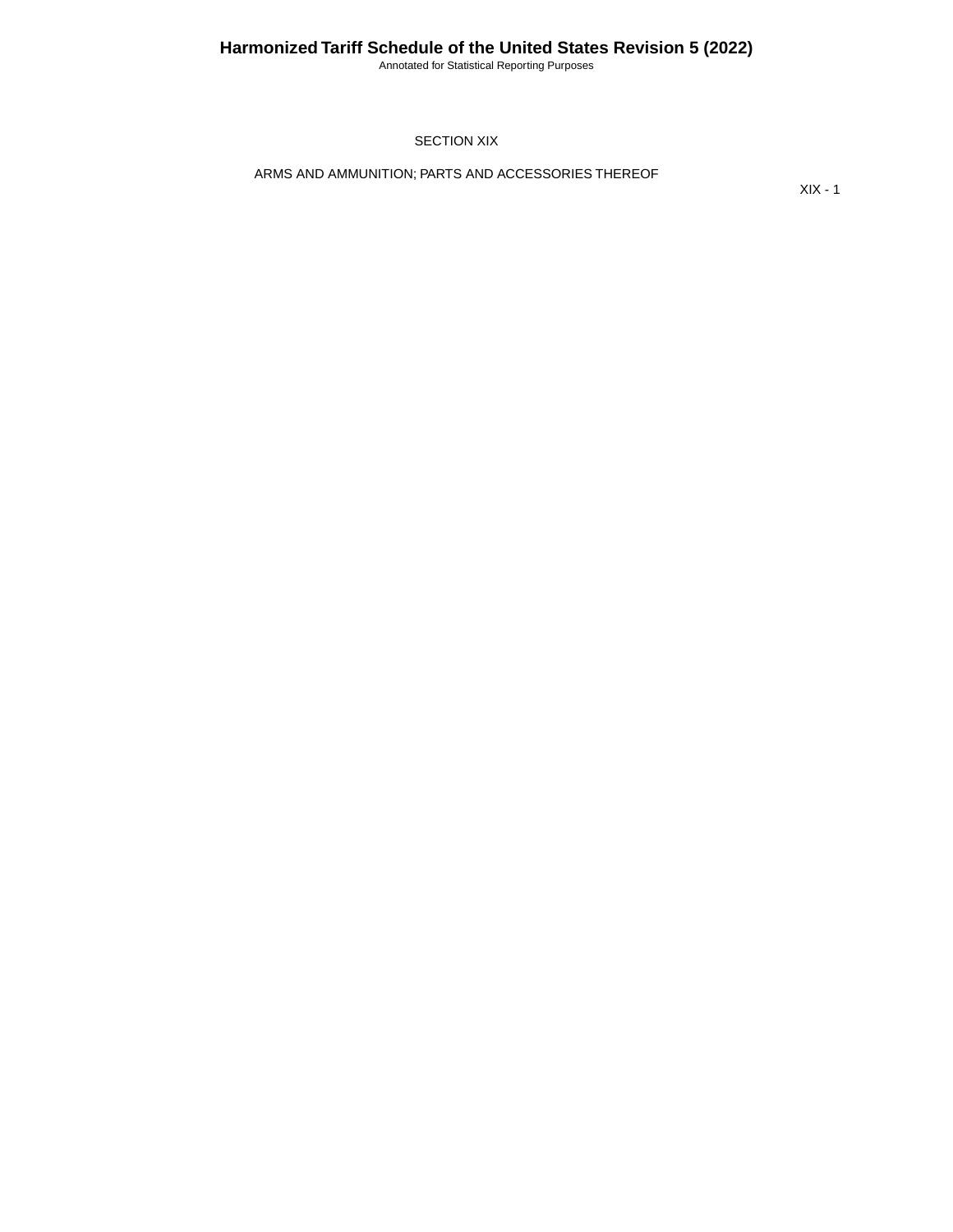# SECTION XIX

## ARMS AND AMMUNITION; PARTS AND ACCESSORIES THEREOF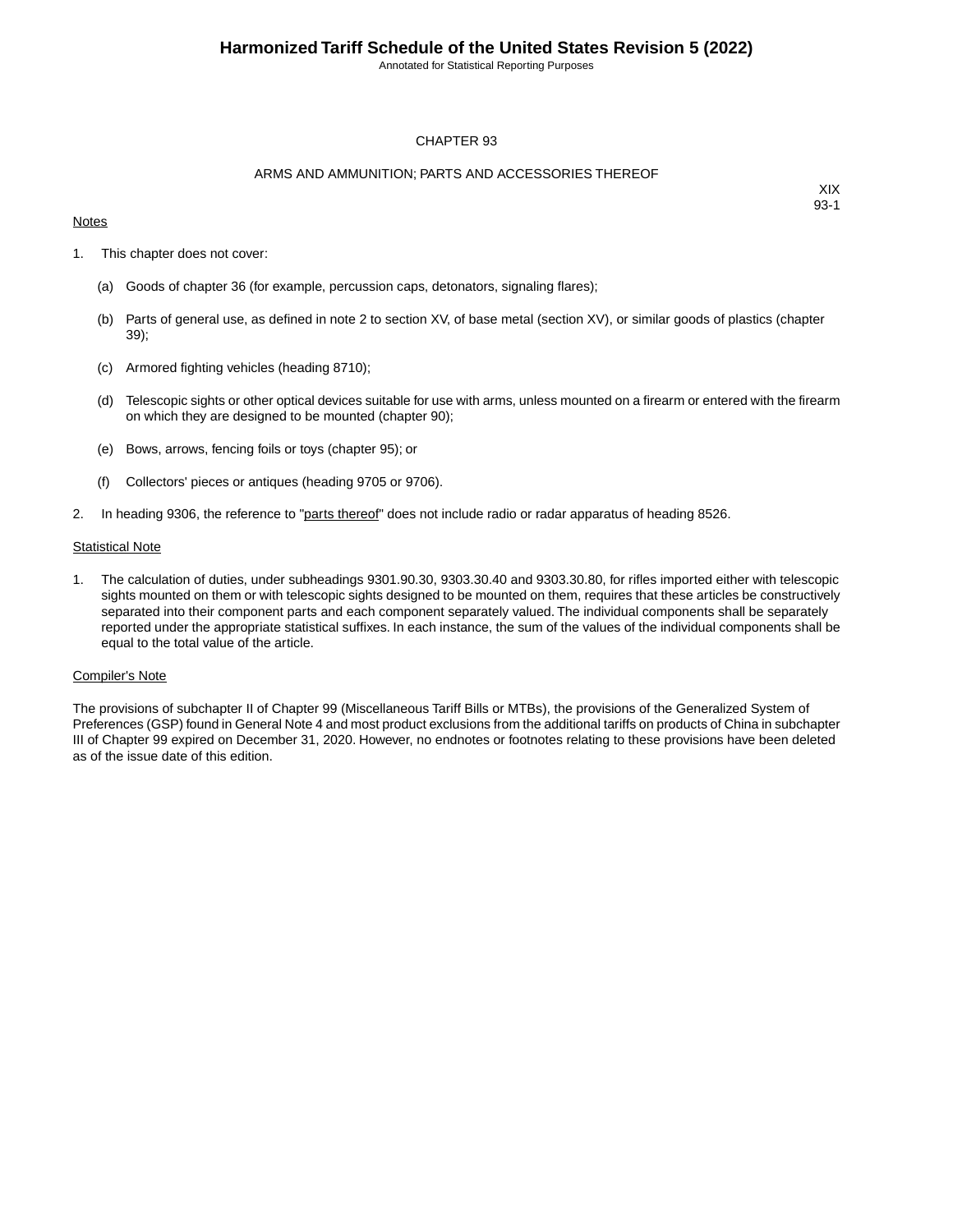# CHAPTER 93

## ARMS AND AMMUNITION; PARTS AND ACCESSORIES THEREOF

XIX
93-1

Notes

1. This chapter does not cover:

   (a) Goods of chapter 36 (for example, percussion caps, detonators, signaling flares);

   (b) Parts of general use, as defined in note 2 to section XV, of base metal (section XV), or similar goods of plastics (chapter 39);

   (c) Armored fighting vehicles (heading 8710);

   (d) Telescopic sights or other optical devices suitable for use with arms, unless mounted on a firearm or entered with the firearm on which they are designed to be mounted (chapter 90);

   (e) Bows, arrows, fencing foils or toys (chapter 95); or

   (f) Collectors' pieces or antiques (heading 9705 or 9706).

2. In heading 9306, the reference to "parts thereof" does not include radio or radar apparatus of heading 8526.

Statistical Note

1. The calculation of duties, under subheadings 9301.90.30, 9303.30.40 and 9303.30.80, for rifles imported either with telescopic sights mounted on them or with telescopic sights designed to be mounted on them, requires that these articles be constructively separated into their component parts and each component separately valued. The individual components shall be separately reported under the appropriate statistical suffixes. In each instance, the sum of the values of the individual components shall be equal to the total value of the article.

Compiler's Note

The provisions of subchapter II of Chapter 99 (Miscellaneous Tariff Bills or MTBs), the provisions of the Generalized System of Preferences (GSP) found in General Note 4 and most product exclusions from the additional tariffs on products of China in subchapter III of Chapter 99 expired on December 31, 2020. However, no endnotes or footnotes relating to these provisions have been deleted as of the issue date of this edition.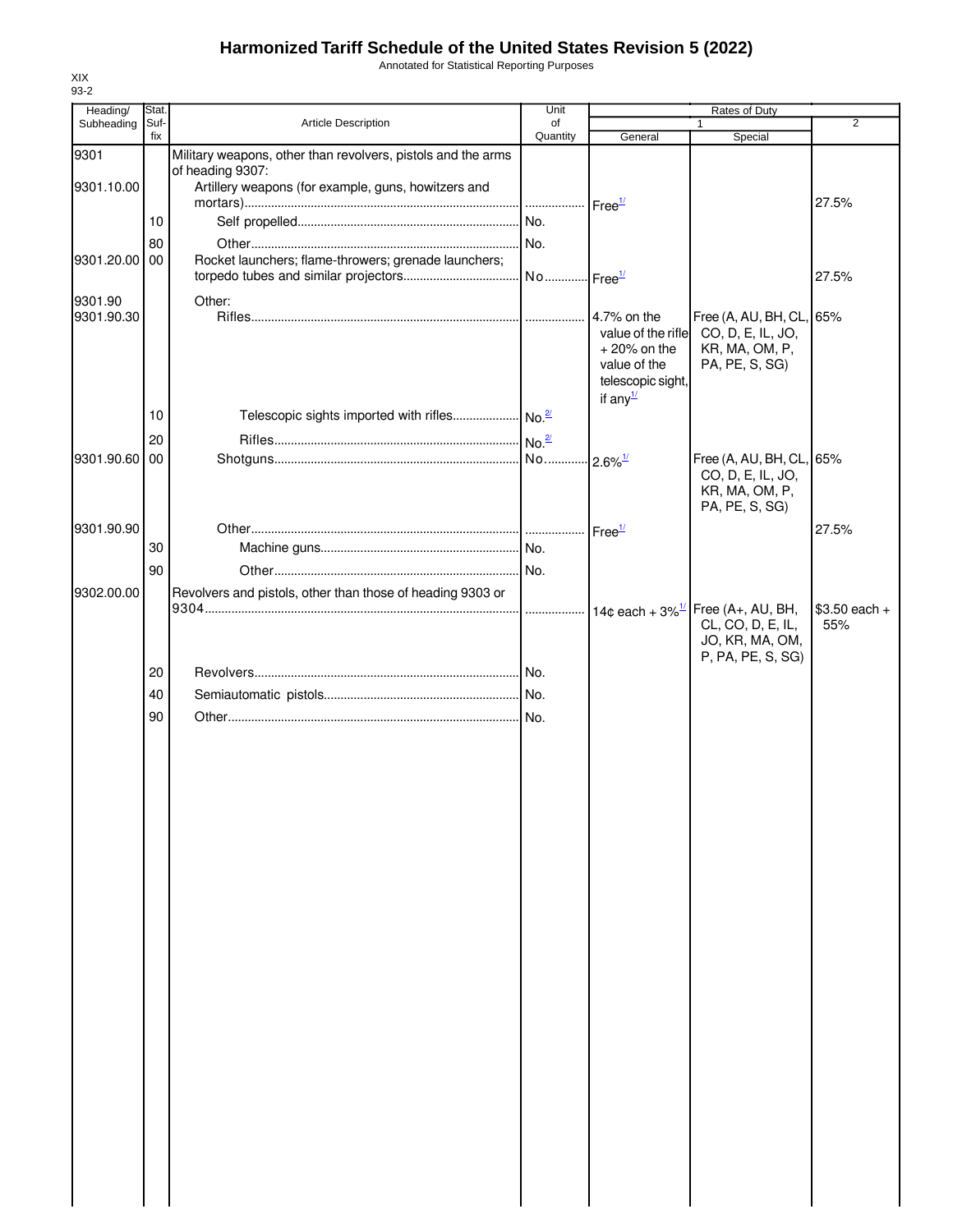# Harmonized Tariff Schedule of the United States Revision 5 (2022)

Annotated for Statistical Reporting Purposes

XIX
93-2

| Heading/ Subheading | Stat. Suf-fix | Article Description | Unit of Quantity | Rates of Duty 1 General | Special | 2 |
|---|---|---|---|---|---|---|
| 9301 | | Military weapons, other than revolvers, pistols and the arms of heading 9307: | | | | |
| 9301.10.00 | | Artillery weapons (for example, guns, howitzers and mortars) | | Free[1/] | | 27.5% |
| | 10 | Self propelled | No. | | | |
| | 80 | Other | No. | | | |
| 9301.20.00 | 00 | Rocket launchers; flame-throwers; grenade launchers; torpedo tubes and similar projectors | No | Free[1/] | | 27.5% |
| 9301.90 | | Other: | | | | |
| 9301.90.30 | | Rifles | | 4.7% on the value of the rifle + 20% on the value of the telescopic sight, if any[1/] | Free (A, AU, BH, CL, CO, D, E, IL, JO, KR, MA, OM, P, PA, PE, S, SG) | 65% |
| | 10 | Telescopic sights imported with rifles | No.[2/] | | | |
| | 20 | Rifles | No.[2/] | | | |
| 9301.90.60 | 00 | Shotguns | No. | 2.6%[1/] | Free (A, AU, BH, CL, CO, D, E, IL, JO, KR, MA, OM, P, PA, PE, S, SG) | 65% |
| 9301.90.90 | | Other | | Free[1/] | | 27.5% |
| | 30 | Machine guns | No. | | | |
| | 90 | Other | No. | | | |
| 9302.00.00 | | Revolvers and pistols, other than those of heading 9303 or 9304 | | 14¢ each + 3%[1/] | Free (A+, AU, BH, CL, CO, D, E, IL, JO, KR, MA, OM, P, PA, PE, S, SG) | $3.50 each + 55% |
| | 20 | Revolvers | No. | | | |
| | 40 | Semiautomatic pistols | No. | | | |
| | 90 | Other | No. | | | |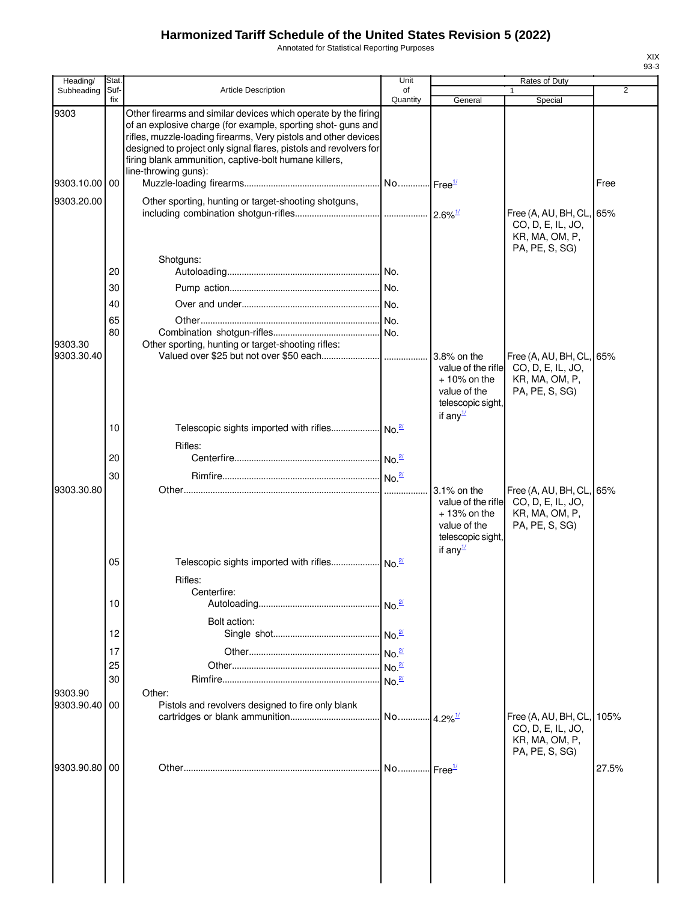# Harmonized Tariff Schedule of the United States Revision 5 (2022)

Annotated for Statistical Reporting Purposes

XIX
93-3

| Heading/ Subheading | Stat. Suf- fix | Article Description | Unit of Quantity | Rates of Duty 1 General | Special | 2 |
|---|---|---|---|---|---|---|
| 9303 | | Other firearms and similar devices which operate by the firing of an explosive charge (for example, sporting shot- guns and rifles, muzzle-loading firearms, Very pistols and other devices designed to project only signal flares, pistols and revolvers for firing blank ammunition, captive-bolt humane killers, line-throwing guns): | | | | |
| 9303.10.00 | 00 | Muzzle-loading firearms | No. | Free[1/] | | Free |
| 9303.20.00 | | Other sporting, hunting or target-shooting shotguns, including combination shotgun-rifles | | 2.6%[1/] | Free (A, AU, BH, CL, CO, D, E, IL, JO, KR, MA, OM, P, PA, PE, S, SG) | 65% |
| | | Shotguns: | | | | |
| | 20 | Autoloading | No. | | | |
| | 30 | Pump action | No. | | | |
| | 40 | Over and under | No. | | | |
| | 65 | Other | No. | | | |
| | 80 | Combination shotgun-rifles | No. | | | |
| 9303.30 | | Other sporting, hunting or target-shooting rifles: | | | | |
| 9303.30.40 | | Valued over $25 but not over $50 each | | 3.8% on the value of the rifle + 10% on the value of the telescopic sight, if any[1/] | Free (A, AU, BH, CL, CO, D, E, IL, JO, KR, MA, OM, P, PA, PE, S, SG) | 65% |
| | 10 | Telescopic sights imported with rifles | No.[2/] | | | |
| | | Rifles: | | | | |
| | 20 | Centerfire | No.[2/] | | | |
| | 30 | Rimfire | No.[2/] | | | |
| 9303.30.80 | | Other | | 3.1% on the value of the rifle + 13% on the value of the telescopic sight, if any[1/] | Free (A, AU, BH, CL, CO, D, E, IL, JO, KR, MA, OM, P, PA, PE, S, SG) | 65% |
| | 05 | Telescopic sights imported with rifles | No.[2/] | | | |
| | | Rifles: | | | | |
| | | Centerfire: | | | | |
| | 10 | Autoloading | No.[2/] | | | |
| | | Bolt action: | | | | |
| | 12 | Single shot | No.[2/] | | | |
| | 17 | Other | No.[2/] | | | |
| | 25 | Other | No.[2/] | | | |
| | 30 | Rimfire | No.[2/] | | | |
| 9303.90 | | Other: | | | | |
| 9303.90.40 | 00 | Pistols and revolvers designed to fire only blank cartridges or blank ammunition | No. | 4.2%[1/] | Free (A, AU, BH, CL, CO, D, E, IL, JO, KR, MA, OM, P, PA, PE, S, SG) | 105% |
| 9303.90.80 | 00 | Other | No. | Free[1/] | | 27.5% |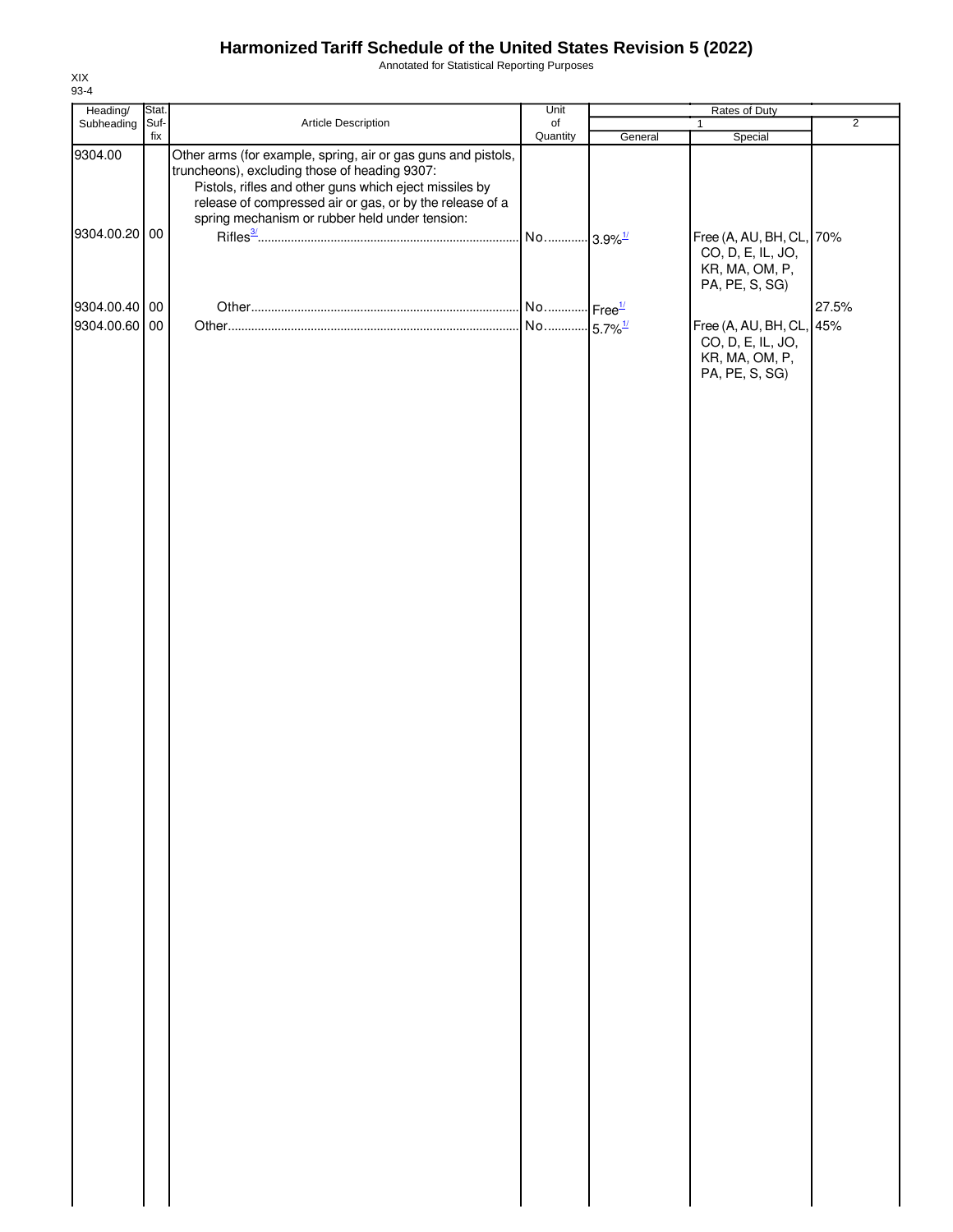# Harmonized Tariff Schedule of the United States Revision 5 (2022)

Annotated for Statistical Reporting Purposes

XIX
93-4

| Heading/ Subheading | Stat. Suf-fix | Article Description | Unit of Quantity | Rates of Duty 1 General | Special | 2 |
|---|---|---|---|---|---|---|
| 9304.00 | | Other arms (for example, spring, air or gas guns and pistols, truncheons), excluding those of heading 9307: | | | | |
| | | Pistols, rifles and other guns which eject missiles by release of compressed air or gas, or by the release of a spring mechanism or rubber held under tension: | | | | |
| 9304.00.20 | 00 | Rifles[3/] | No. | 3.9%[1/] | Free (A, AU, BH, CL, CO, D, E, IL, JO, KR, MA, OM, P, PA, PE, S, SG) | 70% |
| 9304.00.40 | 00 | Other | No. | Free[1/] | | 27.5% |
| 9304.00.60 | 00 | Other | No. | 5.7%[1/] | Free (A, AU, BH, CL, CO, D, E, IL, JO, KR, MA, OM, P, PA, PE, S, SG) | 45% |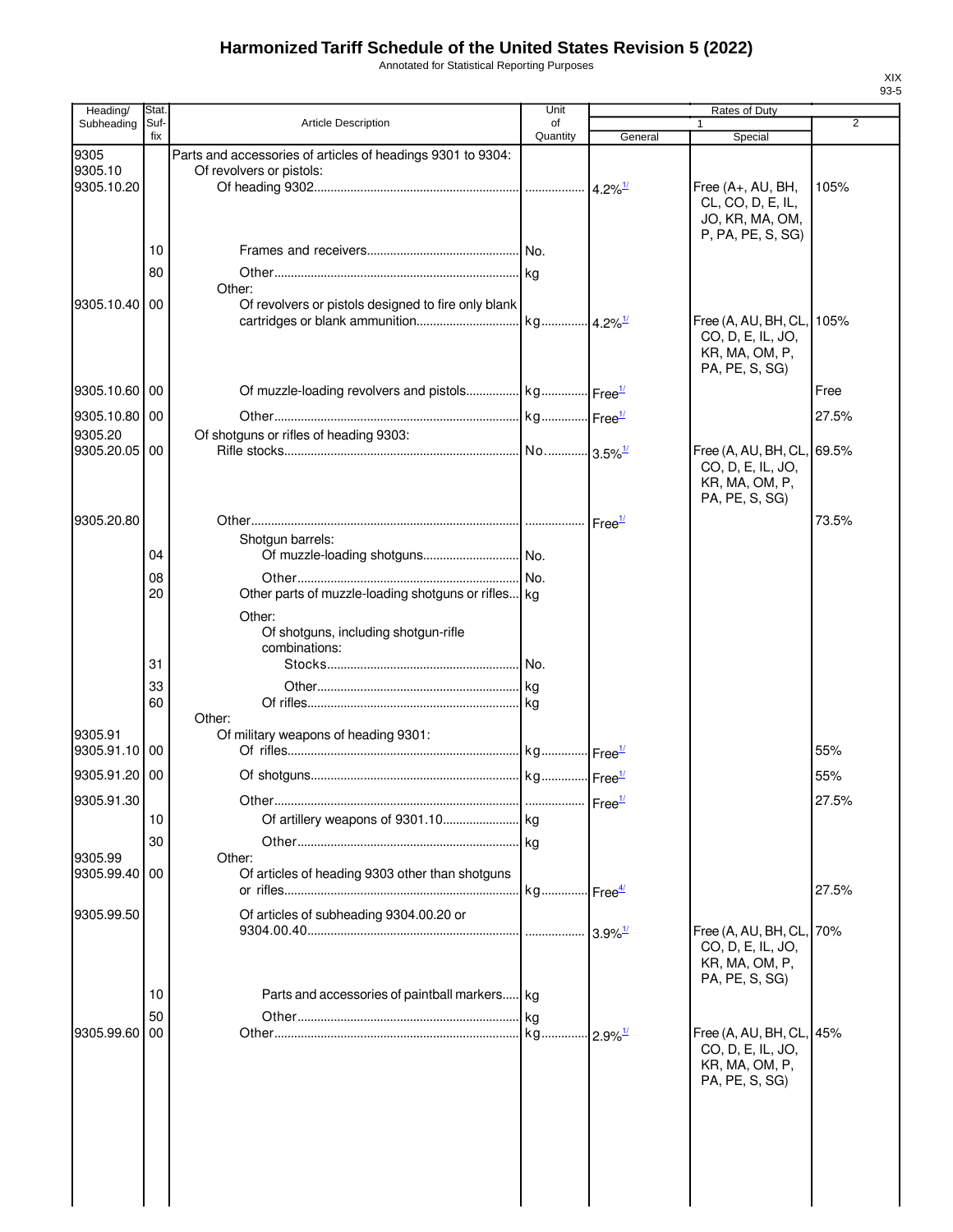# Harmonized Tariff Schedule of the United States Revision 5 (2022)

Annotated for Statistical Reporting Purposes

| Heading/ Subheading | Stat. Suf- fix | Article Description | Unit of Quantity | Rates of Duty 1 General | Special | 2 |
|---|---|---|---|---|---|---|
| 9305 | | Parts and accessories of articles of headings 9301 to 9304: | | | | |
| 9305.10 | | Of revolvers or pistols: | | | | |
| 9305.10.20 | | Of heading 9302 | | 4.2%[1/] | Free (A+, AU, BH, CL, CO, D, E, IL, JO, KR, MA, OM, P, PA, PE, S, SG) | 105% |
| | 10 | Frames and receivers | No. | | | |
| | 80 | Other | kg | | | |
| | | Other: | | | | |
| 9305.10.40 | 00 | Of revolvers or pistols designed to fire only blank cartridges or blank ammunition | kg | 4.2%[1/] | Free (A, AU, BH, CL, CO, D, E, IL, JO, KR, MA, OM, P, PA, PE, S, SG) | 105% |
| 9305.10.60 | 00 | Of muzzle-loading revolvers and pistols | kg | Free[1/] | | Free |
| 9305.10.80 | 00 | Other | kg | Free[1/] | | 27.5% |
| 9305.20 | | Of shotguns or rifles of heading 9303: | | | | |
| 9305.20.05 | 00 | Rifle stocks | No. | 3.5%[1/] | Free (A, AU, BH, CL, CO, D, E, IL, JO, KR, MA, OM, P, PA, PE, S, SG) | 69.5% |
| 9305.20.80 | | Other | | Free[1/] | | 73.5% |
| | | Shotgun barrels: | | | | |
| | 04 | Of muzzle-loading shotguns | No. | | | |
| | 08 | Other | No. | | | |
| | 20 | Other parts of muzzle-loading shotguns or rifles | kg | | | |
| | | Other: | | | | |
| | | Of shotguns, including shotgun-rifle combinations: | | | | |
| | 31 | Stocks | No. | | | |
| | 33 | Other | kg | | | |
| | 60 | Of rifles | kg | | | |
| | | Other: | | | | |
| 9305.91 | | Of military weapons of heading 9301: | | | | |
| 9305.91.10 | 00 | Of rifles | kg | Free[1/] | | 55% |
| 9305.91.20 | 00 | Of shotguns | kg | Free[1/] | | 55% |
| 9305.91.30 | | Other | | Free[1/] | | 27.5% |
| | 10 | Of artillery weapons of 9301.10 | kg | | | |
| | 30 | Other | kg | | | |
| 9305.99 | | Other: | | | | |
| 9305.99.40 | 00 | Of articles of heading 9303 other than shotguns or rifles | kg | Free[4/] | | 27.5% |
| 9305.99.50 | | Of articles of subheading 9304.00.20 or 9304.00.40 | | 3.9%[1/] | Free (A, AU, BH, CL, CO, D, E, IL, JO, KR, MA, OM, P, PA, PE, S, SG) | 70% |
| | 10 | Parts and accessories of paintball markers | kg | | | |
| | 50 | Other | kg | | | |
| 9305.99.60 | 00 | Other | kg | 2.9%[1/] | Free (A, AU, BH, CL, CO, D, E, IL, JO, KR, MA, OM, P, PA, PE, S, SG) | 45% |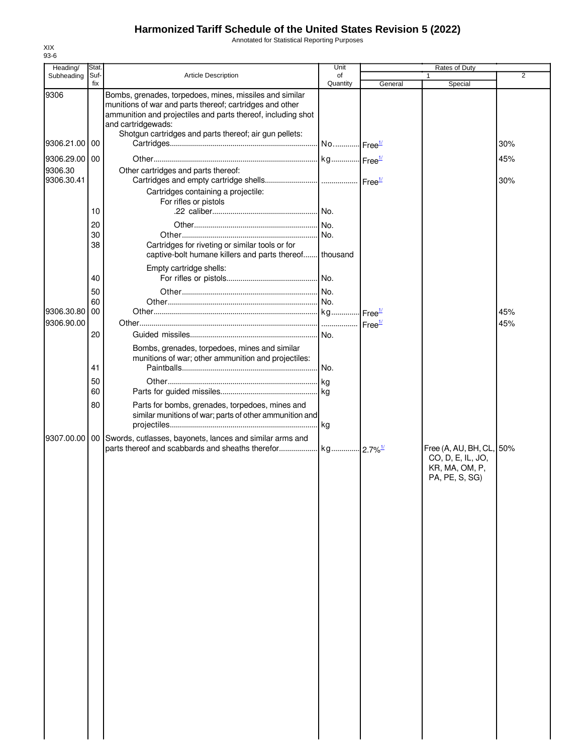# Harmonized Tariff Schedule of the United States Revision 5 (2022)

Annotated for Statistical Reporting Purposes

XIX
93-6

| Heading/ Subheading | Stat. Suf- fix | Article Description | Unit of Quantity | Rates of Duty 1 General | Special | 2 |
|---|---|---|---|---|---|---|
| 9306 | | Bombs, grenades, torpedoes, mines, missiles and similar munitions of war and parts thereof; cartridges and other ammunition and projectiles and parts thereof, including shot and cartridgewads: | | | | |
| | | Shotgun cartridges and parts thereof; air gun pellets: | | | | |
| 9306.21.00 | 00 | Cartridges | No. | Free[1/] | | 30% |
| 9306.29.00 | 00 | Other | kg | Free[1/] | | 45% |
| 9306.30 | | Other cartridges and parts thereof: | | | | |
| 9306.30.41 | | Cartridges and empty cartridge shells | | Free[1/] | | 30% |
| | | Cartridges containing a projectile: | | | | |
| | | For rifles or pistols | | | | |
| | 10 | .22 caliber | No. | | | |
| | 20 | Other | No. | | | |
| | 30 | Other | No. | | | |
| | 38 | Cartridges for riveting or similar tools or for captive-bolt humane killers and parts thereof | thousand | | | |
| | | Empty cartridge shells: | | | | |
| | 40 | For rifles or pistols | No. | | | |
| | 50 | Other | No. | | | |
| | 60 | Other | No. | | | |
| 9306.30.80 | 00 | Other | kg | Free[1/] | | 45% |
| 9306.90.00 | | Other | | Free[1/] | | 45% |
| | 20 | Guided missiles | No. | | | |
| | | Bombs, grenades, torpedoes, mines and similar munitions of war; other ammunition and projectiles: | | | | |
| | 41 | Paintballs | No. | | | |
| | 50 | Other | kg | | | |
| | 60 | Parts for guided missiles | kg | | | |
| | 80 | Parts for bombs, grenades, torpedoes, mines and similar munitions of war; parts of other ammunition and projectiles | kg | | | |
| 9307.00.00 | 00 | Swords, cutlasses, bayonets, lances and similar arms and parts thereof and scabbards and sheaths therefor | kg | 2.7%[1/] | Free (A, AU, BH, CL, CO, D, E, IL, JO, KR, MA, OM, P, PA, PE, S, SG) | 50% |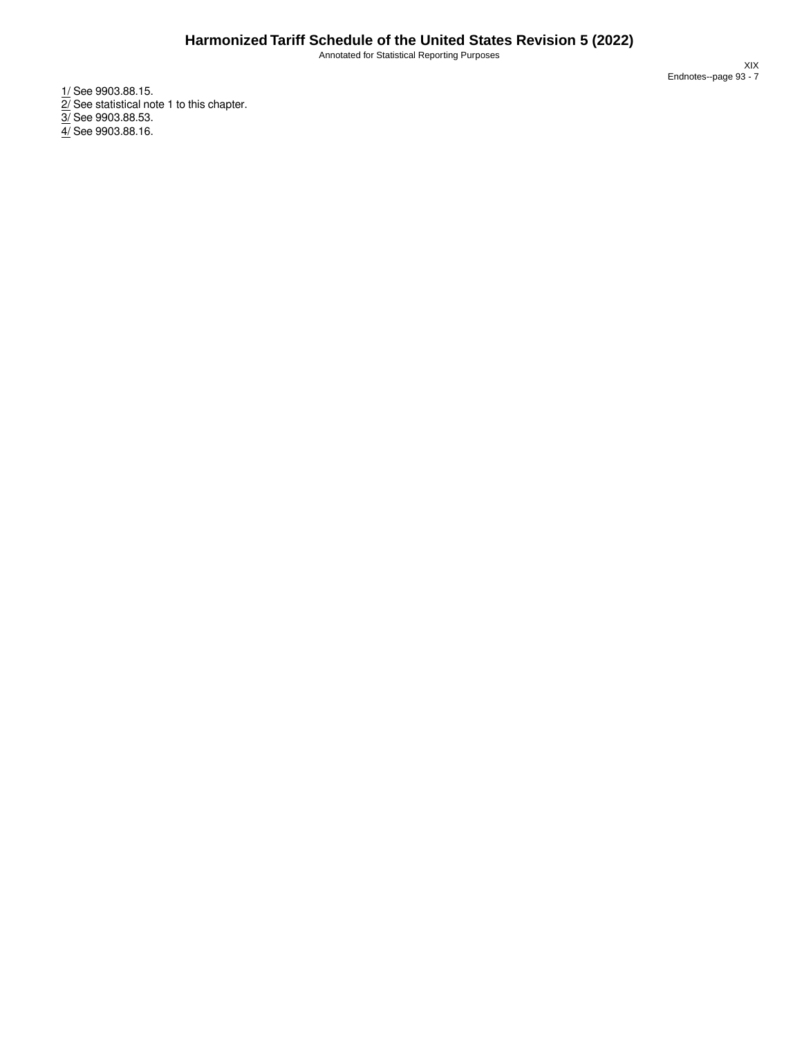1/ See 9903.88.15.
2/ See statistical note 1 to this chapter.
3/ See 9903.88.53.
4/ See 9903.88.16.